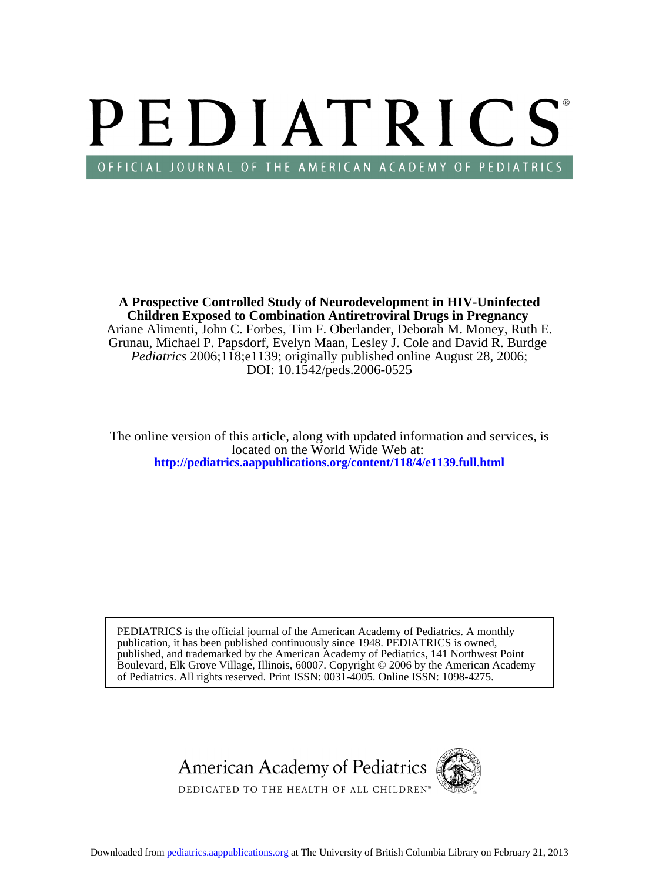# PEDIATRICS

OFFICIAL JOURNAL OF THE AMERICAN ACADEMY OF PEDIATRICS

**A Prospective Controlled Study of Neurodevelopment in HIV-Uninfected Children Exposed to Combination Antiretroviral Drugs in Pregnancy**

Ariane Alimenti, John C. Forbes, Tim F. Oberlander, Deborah M. Money, Ruth E. Grunau, Michael P. Papsdorf, Evelyn Maan, Lesley J. Cole and David R. Burdge

*Pediatrics* 2006;118;e1139; originally published online August 28, 2006;

DOI: 10.1542/peds.2006-0525

The online version of this article, along with updated information and services, is located on the World Wide Web at:

**http://pediatrics.aappublications.org/content/118/4/e1139.full.html**

PEDIATRICS is the official journal of the American Academy of Pediatrics. A monthly publication, it has been published continuously since 1948. PEDIATRICS is owned, published, and trademarked by the American Academy of Pediatrics, 141 Northwest Point Boulevard, Elk Grove Village, Illinois, 60007. Copyright © 2006 by the American Academy of Pediatrics. All rights reserved. Print ISSN: 0031-4005. Online ISSN: 1098-4275.

American Academy of Pediatrics

DEDICATED TO THE HEALTH OF ALL CHILDREN™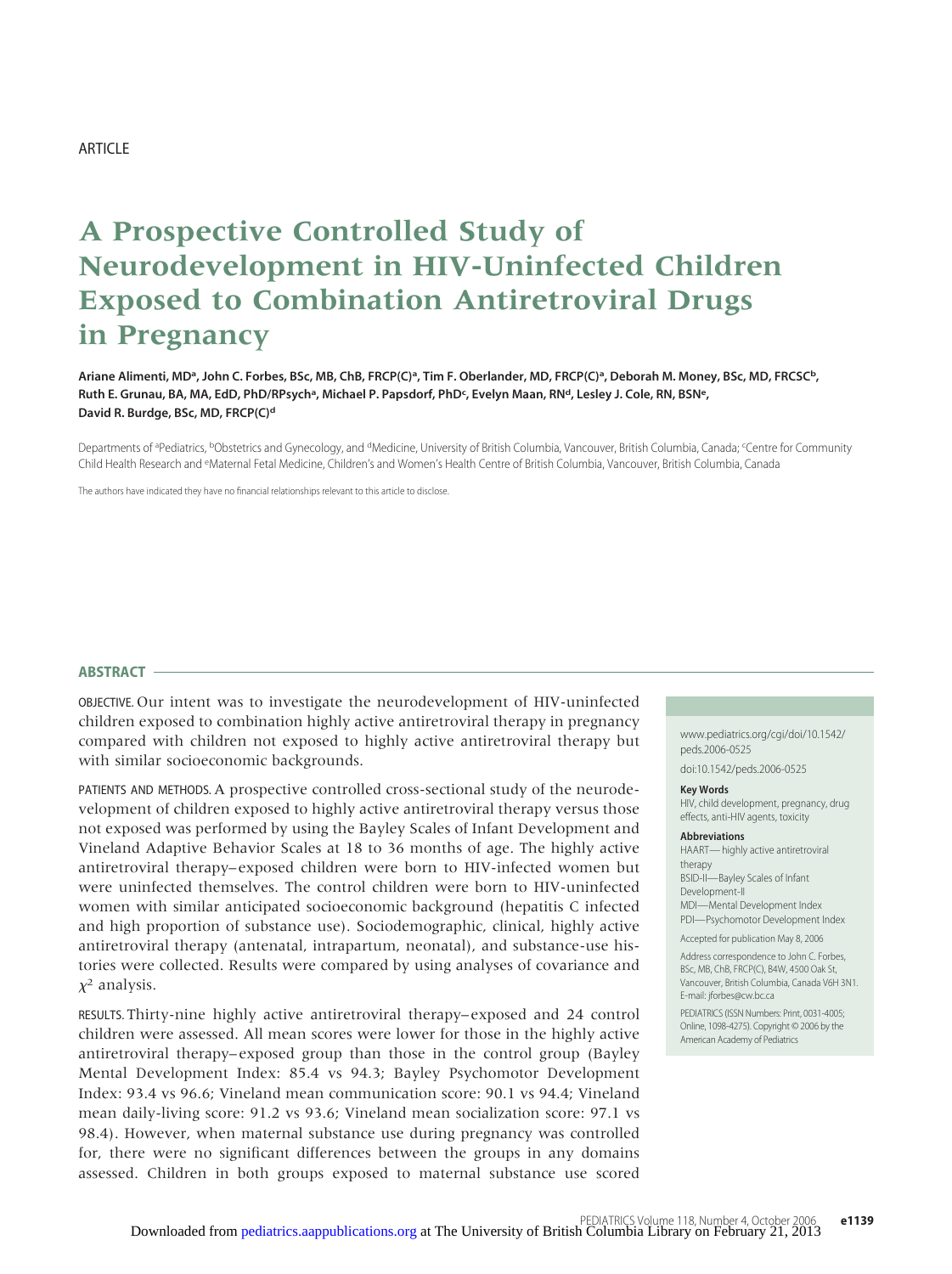ARTICLE

# A Prospective Controlled Study of Neurodevelopment in HIV-Uninfected Children Exposed to Combination Antiretroviral Drugs in Pregnancy

**Ariane Alimenti, MD[a], John C. Forbes, BSc, MB, ChB, FRCP(C)[a], Tim F. Oberlander, MD, FRCP(C)[a], Deborah M. Money, BSc, MD, FRCSC[b], Ruth E. Grunau, BA, MA, EdD, PhD/RPsych[a], Michael P. Papsdorf, PhD[c], Evelyn Maan, RN[d], Lesley J. Cole, RN, BSN[e], David R. Burdge, BSc, MD, FRCP(C)[d]**

Departments of [a]Pediatrics, [b]Obstetrics and Gynecology, and [d]Medicine, University of British Columbia, Vancouver, British Columbia, Canada; [c]Centre for Community Child Health Research and [e]Maternal Fetal Medicine, Children's and Women's Health Centre of British Columbia, Vancouver, British Columbia, Canada

The authors have indicated they have no financial relationships relevant to this article to disclose.

## ABSTRACT

OBJECTIVE. Our intent was to investigate the neurodevelopment of HIV-uninfected children exposed to combination highly active antiretroviral therapy in pregnancy compared with children not exposed to highly active antiretroviral therapy but with similar socioeconomic backgrounds.

PATIENTS AND METHODS. A prospective controlled cross-sectional study of the neurodevelopment of children exposed to highly active antiretroviral therapy versus those not exposed was performed by using the Bayley Scales of Infant Development and Vineland Adaptive Behavior Scales at 18 to 36 months of age. The highly active antiretroviral therapy–exposed children were born to HIV-infected women but were uninfected themselves. The control children were born to HIV-uninfected women with similar anticipated socioeconomic background (hepatitis C infected and high proportion of substance use). Sociodemographic, clinical, highly active antiretroviral therapy (antenatal, intrapartum, neonatal), and substance-use histories were collected. Results were compared by using analyses of covariance and $\chi^2$ analysis.

RESULTS. Thirty-nine highly active antiretroviral therapy–exposed and 24 control children were assessed. All mean scores were lower for those in the highly active antiretroviral therapy–exposed group than those in the control group (Bayley Mental Development Index: 85.4 vs 94.3; Bayley Psychomotor Development Index: 93.4 vs 96.6; Vineland mean communication score: 90.1 vs 94.4; Vineland mean daily-living score: 91.2 vs 93.6; Vineland mean socialization score: 97.1 vs 98.4). However, when maternal substance use during pregnancy was controlled for, there were no significant differences between the groups in any domains assessed. Children in both groups exposed to maternal substance use scored

www.pediatrics.org/cgi/doi/10.1542/peds.2006-0525

doi:10.1542/peds.2006-0525

**Key Words**

HIV, child development, pregnancy, drug effects, anti-HIV agents, toxicity

**Abbreviations**

HAART—highly active antiretroviral therapy
BSID-II—Bayley Scales of Infant Development-II
MDI—Mental Development Index
PDI—Psychomotor Development Index

Accepted for publication May 8, 2006

Address correspondence to John C. Forbes, BSc, MB, ChB, FRCP(C), B4W, 4500 Oak St, Vancouver, British Columbia, Canada V6H 3N1. E-mail: jforbes@cw.bc.ca

PEDIATRICS (ISSN Numbers: Print, 0031-4005; Online, 1098-4275). Copyright © 2006 by the American Academy of Pediatrics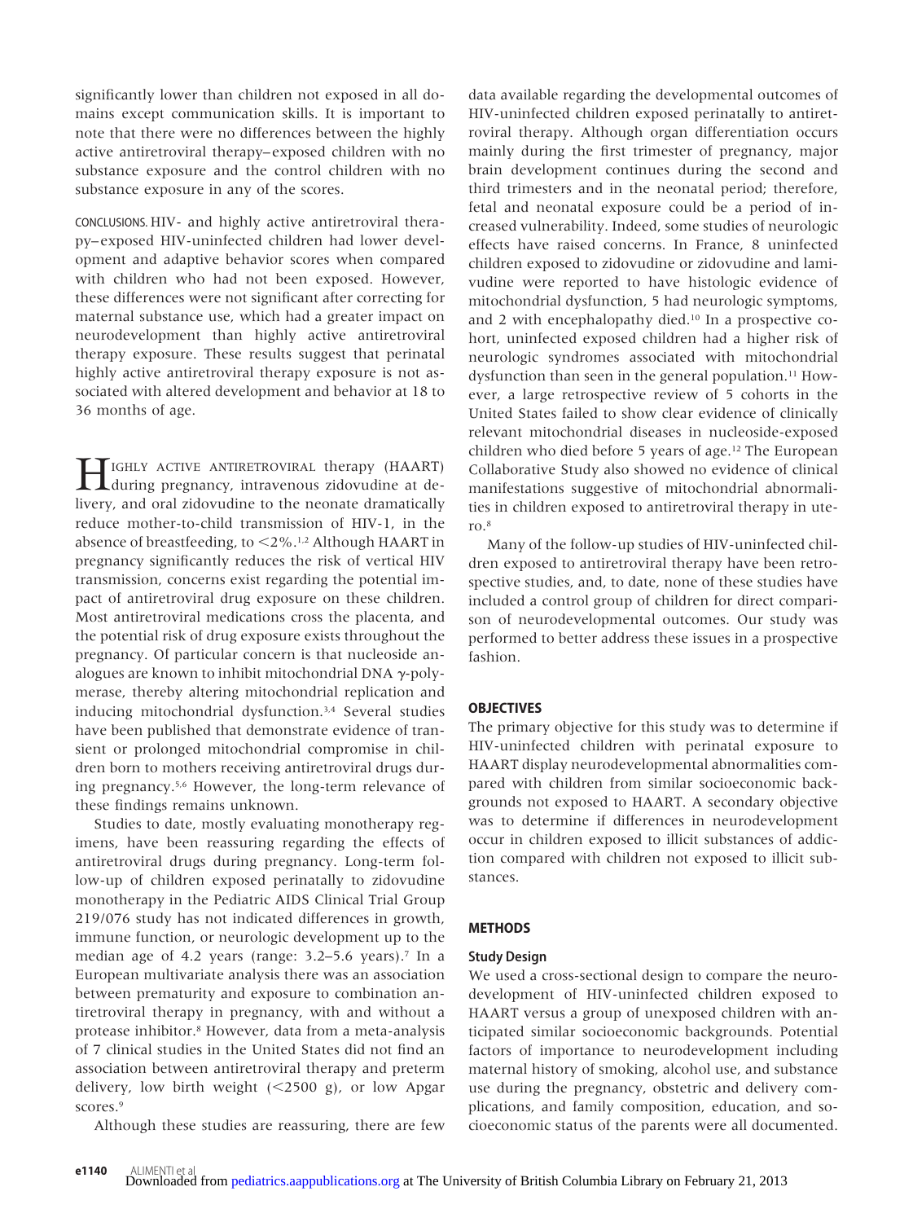significantly lower than children not exposed in all domains except communication skills. It is important to note that there were no differences between the highly active antiretroviral therapy–exposed children with no substance exposure and the control children with no substance exposure in any of the scores.

CONCLUSIONS. HIV- and highly active antiretroviral therapy–exposed HIV-uninfected children had lower development and adaptive behavior scores when compared with children who had not been exposed. However, these differences were not significant after correcting for maternal substance use, which had a greater impact on neurodevelopment than highly active antiretroviral therapy exposure. These results suggest that perinatal highly active antiretroviral therapy exposure is not associated with altered development and behavior at 18 to 36 months of age.

HIGHLY ACTIVE ANTIRETROVIRAL therapy (HAART) during pregnancy, intravenous zidovudine at delivery, and oral zidovudine to the neonate dramatically reduce mother-to-child transmission of HIV-1, in the absence of breastfeeding, to <2%.[1,2] Although HAART in pregnancy significantly reduces the risk of vertical HIV transmission, concerns exist regarding the potential impact of antiretroviral drug exposure on these children. Most antiretroviral medications cross the placenta, and the potential risk of drug exposure exists throughout the pregnancy. Of particular concern is that nucleoside analogues are known to inhibit mitochondrial DNA γ-polymerase, thereby altering mitochondrial replication and inducing mitochondrial dysfunction.[3,4] Several studies have been published that demonstrate evidence of transient or prolonged mitochondrial compromise in children born to mothers receiving antiretroviral drugs during pregnancy.[5,6] However, the long-term relevance of these findings remains unknown.

Studies to date, mostly evaluating monotherapy regimens, have been reassuring regarding the effects of antiretroviral drugs during pregnancy. Long-term follow-up of children exposed perinatally to zidovudine monotherapy in the Pediatric AIDS Clinical Trial Group 219/076 study has not indicated differences in growth, immune function, or neurologic development up to the median age of 4.2 years (range: 3.2–5.6 years).[7] In a European multivariate analysis there was an association between prematurity and exposure to combination antiretroviral therapy in pregnancy, with and without a protease inhibitor.[8] However, data from a meta-analysis of 7 clinical studies in the United States did not find an association between antiretroviral therapy and preterm delivery, low birth weight (<2500 g), or low Apgar scores.[9]

Although these studies are reassuring, there are few data available regarding the developmental outcomes of HIV-uninfected children exposed perinatally to antiretroviral therapy. Although organ differentiation occurs mainly during the first trimester of pregnancy, major brain development continues during the second and third trimesters and in the neonatal period; therefore, fetal and neonatal exposure could be a period of increased vulnerability. Indeed, some studies of neurologic effects have raised concerns. In France, 8 uninfected children exposed to zidovudine or zidovudine and lamivudine were reported to have histologic evidence of mitochondrial dysfunction, 5 had neurologic symptoms, and 2 with encephalopathy died.[10] In a prospective cohort, uninfected exposed children had a higher risk of neurologic syndromes associated with mitochondrial dysfunction than seen in the general population.[11] However, a large retrospective review of 5 cohorts in the United States failed to show clear evidence of clinically relevant mitochondrial diseases in nucleoside-exposed children who died before 5 years of age.[12] The European Collaborative Study also showed no evidence of clinical manifestations suggestive of mitochondrial abnormalities in children exposed to antiretroviral therapy in utero.[8]

Many of the follow-up studies of HIV-uninfected children exposed to antiretroviral therapy have been retrospective studies, and, to date, none of these studies have included a control group of children for direct comparison of neurodevelopmental outcomes. Our study was performed to better address these issues in a prospective fashion.

## OBJECTIVES

The primary objective for this study was to determine if HIV-uninfected children with perinatal exposure to HAART display neurodevelopmental abnormalities compared with children from similar socioeconomic backgrounds not exposed to HAART. A secondary objective was to determine if differences in neurodevelopment occur in children exposed to illicit substances of addiction compared with children not exposed to illicit substances.

## METHODS

### Study Design

We used a cross-sectional design to compare the neurodevelopment of HIV-uninfected children exposed to HAART versus a group of unexposed children with anticipated similar socioeconomic backgrounds. Potential factors of importance to neurodevelopment including maternal history of smoking, alcohol use, and substance use during the pregnancy, obstetric and delivery complications, and family composition, education, and socioeconomic status of the parents were all documented.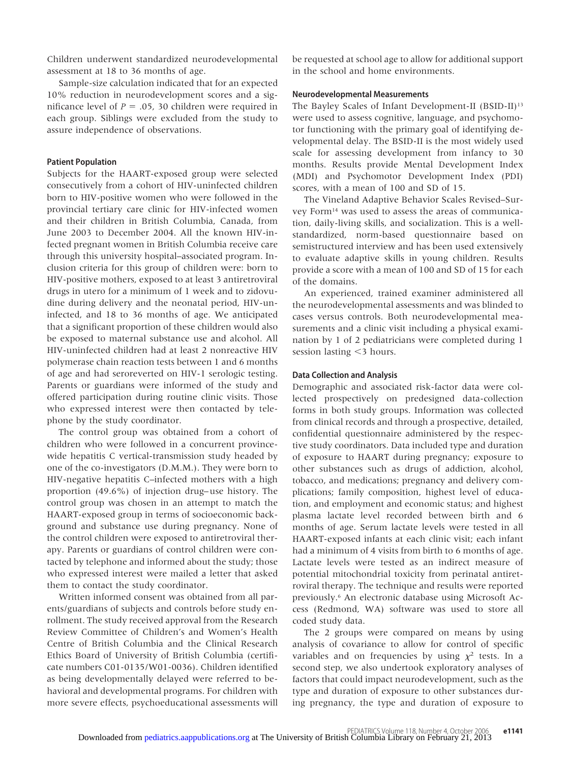Children underwent standardized neurodevelopmental assessment at 18 to 36 months of age.

Sample-size calculation indicated that for an expected 10% reduction in neurodevelopment scores and a significance level of $P = .05$, 30 children were required in each group. Siblings were excluded from the study to assure independence of observations.

### Patient Population

Subjects for the HAART-exposed group were selected consecutively from a cohort of HIV-uninfected children born to HIV-positive women who were followed in the provincial tertiary care clinic for HIV-infected women and their children in British Columbia, Canada, from June 2003 to December 2004. All the known HIV-infected pregnant women in British Columbia receive care through this university hospital–associated program. Inclusion criteria for this group of children were: born to HIV-positive mothers, exposed to at least 3 antiretroviral drugs in utero for a minimum of 1 week and to zidovudine during delivery and the neonatal period, HIV-uninfected, and 18 to 36 months of age. We anticipated that a significant proportion of these children would also be exposed to maternal substance use and alcohol. All HIV-uninfected children had at least 2 nonreactive HIV polymerase chain reaction tests between 1 and 6 months of age and had seroreverted on HIV-1 serologic testing. Parents or guardians were informed of the study and offered participation during routine clinic visits. Those who expressed interest were then contacted by telephone by the study coordinator.

The control group was obtained from a cohort of children who were followed in a concurrent province-wide hepatitis C vertical-transmission study headed by one of the co-investigators (D.M.M.). They were born to HIV-negative hepatitis C–infected mothers with a high proportion (49.6%) of injection drug–use history. The control group was chosen in an attempt to match the HAART-exposed group in terms of socioeconomic background and substance use during pregnancy. None of the control children were exposed to antiretroviral therapy. Parents or guardians of control children were contacted by telephone and informed about the study; those who expressed interest were mailed a letter that asked them to contact the study coordinator.

Written informed consent was obtained from all parents/guardians of subjects and controls before study enrollment. The study received approval from the Research Review Committee of Children's and Women's Health Centre of British Columbia and the Clinical Research Ethics Board of University of British Columbia (certificate numbers C01-0135/W01-0036). Children identified as being developmentally delayed were referred to behavioral and developmental programs. For children with more severe effects, psychoeducational assessments will be requested at school age to allow for additional support in the school and home environments.

### Neurodevelopmental Measurements

The Bayley Scales of Infant Development-II (BSID-II)[13] were used to assess cognitive, language, and psychomotor functioning with the primary goal of identifying developmental delay. The BSID-II is the most widely used scale for assessing development from infancy to 30 months. Results provide Mental Development Index (MDI) and Psychomotor Development Index (PDI) scores, with a mean of 100 and SD of 15.

The Vineland Adaptive Behavior Scales Revised–Survey Form[14] was used to assess the areas of communication, daily-living skills, and socialization. This is a well-standardized, norm-based questionnaire based on semistructured interview and has been used extensively to evaluate adaptive skills in young children. Results provide a score with a mean of 100 and SD of 15 for each of the domains.

An experienced, trained examiner administered all the neurodevelopmental assessments and was blinded to cases versus controls. Both neurodevelopmental measurements and a clinic visit including a physical examination by 1 of 2 pediatricians were completed during 1 session lasting <3 hours.

### Data Collection and Analysis

Demographic and associated risk-factor data were collected prospectively on predesigned data-collection forms in both study groups. Information was collected from clinical records and through a prospective, detailed, confidential questionnaire administered by the respective study coordinators. Data included type and duration of exposure to HAART during pregnancy; exposure to other substances such as drugs of addiction, alcohol, tobacco, and medications; pregnancy and delivery complications; family composition, highest level of education, and employment and economic status; and highest plasma lactate level recorded between birth and 6 months of age. Serum lactate levels were tested in all HAART-exposed infants at each clinic visit; each infant had a minimum of 4 visits from birth to 6 months of age. Lactate levels were tested as an indirect measure of potential mitochondrial toxicity from perinatal antiretroviral therapy. The technique and results were reported previously.[6] An electronic database using Microsoft Access (Redmond, WA) software was used to store all coded study data.

The 2 groups were compared on means by using analysis of covariance to allow for control of specific variables and on frequencies by using $\chi^2$ tests. In a second step, we also undertook exploratory analyses of factors that could impact neurodevelopment, such as the type and duration of exposure to other substances during pregnancy, the type and duration of exposure to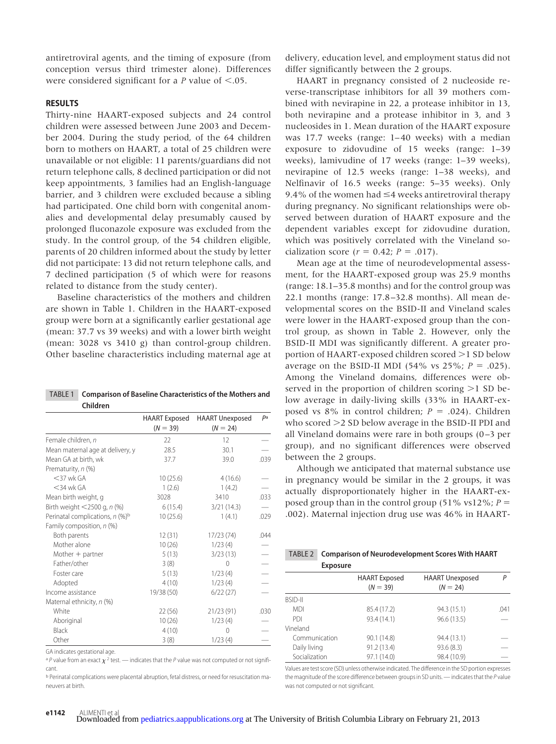antiretroviral agents, and the timing of exposure (from conception versus third trimester alone). Differences were considered significant for a *P* value of <.05.

## RESULTS

Thirty-nine HAART-exposed subjects and 24 control children were assessed between June 2003 and December 2004. During the study period, of the 64 children born to mothers on HAART, a total of 25 children were unavailable or not eligible: 11 parents/guardians did not return telephone calls, 8 declined participation or did not keep appointments, 3 families had an English-language barrier, and 3 children were excluded because a sibling had participated. One child born with congenital anomalies and developmental delay presumably caused by prolonged fluconazole exposure was excluded from the study. In the control group, of the 54 children eligible, parents of 20 children informed about the study by letter did not participate: 13 did not return telephone calls, and 7 declined participation (5 of which were for reasons related to distance from the study center).

Baseline characteristics of the mothers and children are shown in Table 1. Children in the HAART-exposed group were born at a significantly earlier gestational age (mean: 37.7 vs 39 weeks) and with a lower birth weight (mean: 3028 vs 3410 g) than control-group children. Other baseline characteristics including maternal age at delivery, education level, and employment status did not differ significantly between the 2 groups.

HAART in pregnancy consisted of 2 nucleoside reverse-transcriptase inhibitors for all 39 mothers combined with nevirapine in 22, a protease inhibitor in 13, both nevirapine and a protease inhibitor in 3, and 3 nucleosides in 1. Mean duration of the HAART exposure was 17.7 weeks (range: 1–40 weeks) with a median exposure to zidovudine of 15 weeks (range: 1–39 weeks), lamivudine of 17 weeks (range: 1–39 weeks), nevirapine of 12.5 weeks (range: 1–38 weeks), and Nelfinavir of 16.5 weeks (range: 5–35 weeks). Only 9.4% of the women had ≤4 weeks antiretroviral therapy during pregnancy. No significant relationships were observed between duration of HAART exposure and the dependent variables except for zidovudine duration, which was positively correlated with the Vineland socialization score ($r = 0.42$; $P = .017$).

Mean age at the time of neurodevelopmental assessment, for the HAART-exposed group was 25.9 months (range: 18.1–35.8 months) and for the control group was 22.1 months (range: 17.8–32.8 months). All mean developmental scores on the BSID-II and Vineland scales were lower in the HAART-exposed group than the control group, as shown in Table 2. However, only the BSID-II MDI was significantly different. A greater proportion of HAART-exposed children scored >1 SD below average on the BSID-II MDI (54% vs 25%; $P = .025$). Among the Vineland domains, differences were observed in the proportion of children scoring >1 SD below average in daily-living skills (33% in HAART-exposed vs 8% in control children; $P = .024$). Children who scored >2 SD below average in the BSID-II PDI and all Vineland domains were rare in both groups (0–3 per group), and no significant differences were observed between the 2 groups.

Although we anticipated that maternal substance use in pregnancy would be similar in the 2 groups, it was actually disproportionately higher in the HAART-exposed group than in the control group (51% vs12%; $P = .002$). Maternal injection drug use was 46% in HAART-

**TABLE 1 Comparison of Baseline Characteristics of the Mothers and Children**

| | HAART Exposed ($N = 39$) | HAART Unexposed ($N = 24$) | *P*[a] |
|---|---|---|---|
| Female children, *n* | 22 | 12 | — |
| Mean maternal age at delivery, y | 28.5 | 30.1 | — |
| Mean GA at birth, wk | 37.7 | 39.0 | .039 |
| Prematurity, *n* (%) | | | |
| <37 wk GA | 10 (25.6) | 4 (16.6) | — |
| <34 wk GA | 1 (2.6) | 1 (4.2) | — |
| Mean birth weight, g | 3028 | 3410 | .033 |
| Birth weight <2500 g, *n* (%) | 6 (15.4) | 3/21 (14.3) | — |
| Perinatal complications, *n* (%)[b] | 10 (25.6) | 1 (4.1) | .029 |
| Family composition, *n* (%) | | | |
| Both parents | 12 (31) | 17/23 (74) | .044 |
| Mother alone | 10 (26) | 1/23 (4) | — |
| Mother + partner | 5 (13) | 3/23 (13) | — |
| Father/other | 3 (8) | 0 | — |
| Foster care | 5 (13) | 1/23 (4) | — |
| Adopted | 4 (10) | 1/23 (4) | — |
| Income assistance | 19/38 (50) | 6/22 (27) | — |
| Maternal ethnicity, *n* (%) | | | |
| White | 22 (56) | 21/23 (91) | .030 |
| Aboriginal | 10 (26) | 1/23 (4) | — |
| Black | 4 (10) | 0 | — |
| Other | 3 (8) | 1/23 (4) | — |

GA indicates gestational age.

[a] *P* value from an exact $\chi^2$ test. — indicates that the *P* value was not computed or not significant.

[b] Perinatal complications were placental abruption, fetal distress, or need for resuscitation maneuvers at birth.

**TABLE 2 Comparison of Neurodevelopment Scores With HAART Exposure**

| | HAART Exposed ($N = 39$) | HAART Unexposed ($N = 24$) | *P* |
|---|---|---|---|
| BSID-II | | | |
| MDI | 85.4 (17.2) | 94.3 (15.1) | .041 |
| PDI | 93.4 (14.1) | 96.6 (13.5) | — |
| Vineland | | | |
| Communication | 90.1 (14.8) | 94.4 (13.1) | — |
| Daily living | 91.2 (13.4) | 93.6 (8.3) | — |
| Socialization | 97.1 (14.0) | 98.4 (10.9) | — |

Values are test score (SD) unless otherwise indicated. The difference in the SD portion expresses the magnitude of the score difference between groups in SD units. — indicates that the *P* value was not computed or not significant.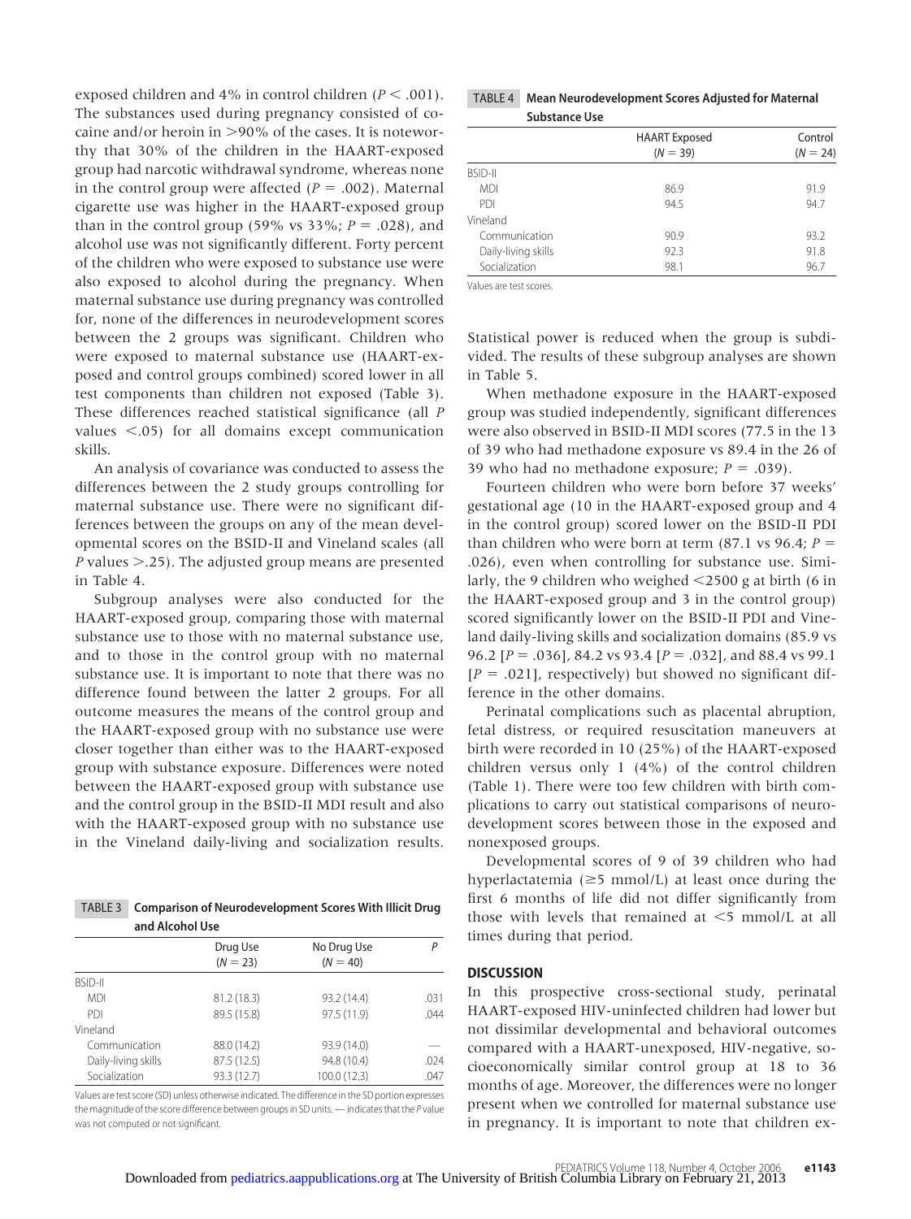exposed children and 4% in control children ($P < .001$). The substances used during pregnancy consisted of cocaine and/or heroin in >90% of the cases. It is noteworthy that 30% of the children in the HAART-exposed group had narcotic withdrawal syndrome, whereas none in the control group were affected ($P = .002$). Maternal cigarette use was higher in the HAART-exposed group than in the control group (59% vs 33%; $P = .028$), and alcohol use was not significantly different. Forty percent of the children who were exposed to substance use were also exposed to alcohol during the pregnancy. When maternal substance use during pregnancy was controlled for, none of the differences in neurodevelopment scores between the 2 groups was significant. Children who were exposed to maternal substance use (HAART-exposed and control groups combined) scored lower in all test components than children not exposed (Table 3). These differences reached statistical significance (all $P$ values <.05) for all domains except communication skills.

An analysis of covariance was conducted to assess the differences between the 2 study groups controlling for maternal substance use. There were no significant differences between the groups on any of the mean developmental scores on the BSID-II and Vineland scales (all $P$ values >.25). The adjusted group means are presented in Table 4.

Subgroup analyses were also conducted for the HAART-exposed group, comparing those with maternal substance use to those with no maternal substance use, and to those in the control group with no maternal substance use. It is important to note that there was no difference found between the latter 2 groups. For all outcome measures the means of the control group and the HAART-exposed group with no substance use were closer together than either was to the HAART-exposed group with substance exposure. Differences were noted between the HAART-exposed group with substance use and the control group in the BSID-II MDI result and also with the HAART-exposed group with no substance use in the Vineland daily-living and socialization results.

**TABLE 3 Comparison of Neurodevelopment Scores With Illicit Drug and Alcohol Use**

| | Drug Use ($N = 23$) | No Drug Use ($N = 40$) | $P$ |
|---|---|---|---|
| BSID-II | | | |
| MDI | 81.2 (18.3) | 93.2 (14.4) | .031 |
| PDI | 89.5 (15.8) | 97.5 (11.9) | .044 |
| Vineland | | | |
| Communication | 88.0 (14.2) | 93.9 (14.0) | — |
| Daily-living skills | 87.5 (12.5) | 94.8 (10.4) | .024 |
| Socialization | 93.3 (12.7) | 100.0 (12.3) | .047 |

Values are test score (SD) unless otherwise indicated. The difference in the SD portion expresses the magnitude of the score difference between groups in SD units. — indicates that the $P$ value was not computed or not significant.

**TABLE 4 Mean Neurodevelopment Scores Adjusted for Maternal Substance Use**

| | HAART Exposed ($N = 39$) | Control ($N = 24$) |
|---|---|---|
| BSID-II | | |
| MDI | 86.9 | 91.9 |
| PDI | 94.5 | 94.7 |
| Vineland | | |
| Communication | 90.9 | 93.2 |
| Daily-living skills | 92.3 | 91.8 |
| Socialization | 98.1 | 96.7 |

Values are test scores.

Statistical power is reduced when the group is subdivided. The results of these subgroup analyses are shown in Table 5.

When methadone exposure in the HAART-exposed group was studied independently, significant differences were also observed in BSID-II MDI scores (77.5 in the 13 of 39 who had methadone exposure vs 89.4 in the 26 of 39 who had no methadone exposure; $P = .039$).

Fourteen children who were born before 37 weeks' gestational age (10 in the HAART-exposed group and 4 in the control group) scored lower on the BSID-II PDI than children who were born at term (87.1 vs 96.4; $P = .026$), even when controlling for substance use. Similarly, the 9 children who weighed <2500 g at birth (6 in the HAART-exposed group and 3 in the control group) scored significantly lower on the BSID-II PDI and Vineland daily-living skills and socialization domains (85.9 vs 96.2 [$P = .036$], 84.2 vs 93.4 [$P = .032$], and 88.4 vs 99.1 [$P = .021$], respectively) but showed no significant difference in the other domains.

Perinatal complications such as placental abruption, fetal distress, or required resuscitation maneuvers at birth were recorded in 10 (25%) of the HAART-exposed children versus only 1 (4%) of the control children (Table 1). There were too few children with birth complications to carry out statistical comparisons of neurodevelopment scores between those in the exposed and nonexposed groups.

Developmental scores of 9 of 39 children who had hyperlactatemia (≥5 mmol/L) at least once during the first 6 months of life did not differ significantly from those with levels that remained at <5 mmol/L at all times during that period.

## DISCUSSION

In this prospective cross-sectional study, perinatal HAART-exposed HIV-uninfected children had lower but not dissimilar developmental and behavioral outcomes compared with a HAART-unexposed, HIV-negative, socioeconomically similar control group at 18 to 36 months of age. Moreover, the differences were no longer present when we controlled for maternal substance use in pregnancy. It is important to note that children ex-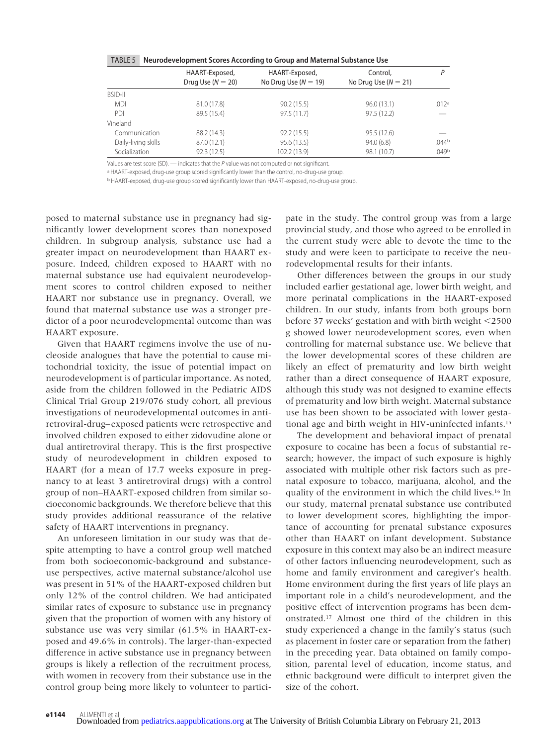TABLE 5 Neurodevelopment Scores According to Group and Maternal Substance Use

| | HAART-Exposed, Drug Use (N = 20) | HAART-Exposed, No Drug Use (N = 19) | Control, No Drug Use (N = 21) | P |
|---|---|---|---|---|
| BSID-II | | | | |
| MDI | 81.0 (17.8) | 90.2 (15.5) | 96.0 (13.1) | .012[a] |
| PDI | 89.5 (15.4) | 97.5 (11.7) | 97.5 (12.2) | — |
| Vineland | | | | |
| Communication | 88.2 (14.3) | 92.2 (15.5) | 95.5 (12.6) | — |
| Daily-living skills | 87.0 (12.1) | 95.6 (13.5) | 94.0 (6.8) | .044[b] |
| Socialization | 92.3 (12.5) | 102.2 (13.9) | 98.1 (10.7) | .049[b] |

Values are test score (SD). — indicates that the P value was not computed or not significant.

[a] HAART-exposed, drug-use group scored significantly lower than the control, no-drug-use group.

[b] HAART-exposed, drug-use group scored significantly lower than HAART-exposed, no-drug-use group.

posed to maternal substance use in pregnancy had significantly lower development scores than nonexposed children. In subgroup analysis, substance use had a greater impact on neurodevelopment than HAART exposure. Indeed, children exposed to HAART with no maternal substance use had equivalent neurodevelopment scores to control children exposed to neither HAART nor substance use in pregnancy. Overall, we found that maternal substance use was a stronger predictor of a poor neurodevelopmental outcome than was HAART exposure.

Given that HAART regimens involve the use of nucleoside analogues that have the potential to cause mitochondrial toxicity, the issue of potential impact on neurodevelopment is of particular importance. As noted, aside from the children followed in the Pediatric AIDS Clinical Trial Group 219/076 study cohort, all previous investigations of neurodevelopmental outcomes in antiretroviral-drug–exposed patients were retrospective and involved children exposed to either zidovudine alone or dual antiretroviral therapy. This is the first prospective study of neurodevelopment in children exposed to HAART (for a mean of 17.7 weeks exposure in pregnancy to at least 3 antiretroviral drugs) with a control group of non–HAART-exposed children from similar socioeconomic backgrounds. We therefore believe that this study provides additional reassurance of the relative safety of HAART interventions in pregnancy.

An unforeseen limitation in our study was that despite attempting to have a control group well matched from both socioeconomic-background and substance-use perspectives, active maternal substance/alcohol use was present in 51% of the HAART-exposed children but only 12% of the control children. We had anticipated similar rates of exposure to substance use in pregnancy given that the proportion of women with any history of substance use was very similar (61.5% in HAART-exposed and 49.6% in controls). The larger-than-expected difference in active substance use in pregnancy between groups is likely a reflection of the recruitment process, with women in recovery from their substance use in the control group being more likely to volunteer to participate in the study. The control group was from a large provincial study, and those who agreed to be enrolled in the current study were able to devote the time to the study and were keen to participate to receive the neurodevelopmental results for their infants.

Other differences between the groups in our study included earlier gestational age, lower birth weight, and more perinatal complications in the HAART-exposed children. In our study, infants from both groups born before 37 weeks' gestation and with birth weight <2500 g showed lower neurodevelopment scores, even when controlling for maternal substance use. We believe that the lower developmental scores of these children are likely an effect of prematurity and low birth weight rather than a direct consequence of HAART exposure, although this study was not designed to examine effects of prematurity and low birth weight. Maternal substance use has been shown to be associated with lower gestational age and birth weight in HIV-uninfected infants.[15]

The development and behavioral impact of prenatal exposure to cocaine has been a focus of substantial research; however, the impact of such exposure is highly associated with multiple other risk factors such as prenatal exposure to tobacco, marijuana, alcohol, and the quality of the environment in which the child lives.[16] In our study, maternal prenatal substance use contributed to lower development scores, highlighting the importance of accounting for prenatal substance exposures other than HAART on infant development. Substance exposure in this context may also be an indirect measure of other factors influencing neurodevelopment, such as home and family environment and caregiver's health. Home environment during the first years of life plays an important role in a child's neurodevelopment, and the positive effect of intervention programs has been demonstrated.[17] Almost one third of the children in this study experienced a change in the family's status (such as placement in foster care or separation from the father) in the preceding year. Data obtained on family composition, parental level of education, income status, and ethnic background were difficult to interpret given the size of the cohort.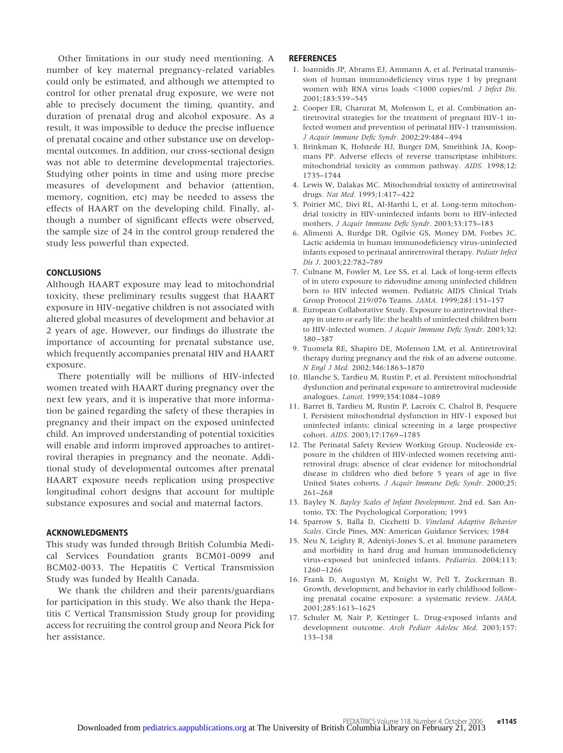Other limitations in our study need mentioning. A number of key maternal pregnancy-related variables could only be estimated, and although we attempted to control for other prenatal drug exposure, we were not able to precisely document the timing, quantity, and duration of prenatal drug and alcohol exposure. As a result, it was impossible to deduce the precise influence of prenatal cocaine and other substance use on developmental outcomes. In addition, our cross-sectional design was not able to determine developmental trajectories. Studying other points in time and using more precise measures of development and behavior (attention, memory, cognition, etc) may be needed to assess the effects of HAART on the developing child. Finally, although a number of significant effects were observed, the sample size of 24 in the control group rendered the study less powerful than expected.

## CONCLUSIONS

Although HAART exposure may lead to mitochondrial toxicity, these preliminary results suggest that HAART exposure in HIV-negative children is not associated with altered global measures of development and behavior at 2 years of age. However, our findings do illustrate the importance of accounting for prenatal substance use, which frequently accompanies prenatal HIV and HAART exposure.

There potentially will be millions of HIV-infected women treated with HAART during pregnancy over the next few years, and it is imperative that more information be gained regarding the safety of these therapies in pregnancy and their impact on the exposed uninfected child. An improved understanding of potential toxicities will enable and inform improved approaches to antiretroviral therapies in pregnancy and the neonate. Additional study of developmental outcomes after prenatal HAART exposure needs replication using prospective longitudinal cohort designs that account for multiple substance exposures and social and maternal factors.

## ACKNOWLEDGMENTS

This study was funded through British Columbia Medical Services Foundation grants BCM01-0099 and BCM02-0033. The Hepatitis C Vertical Transmission Study was funded by Health Canada.

We thank the children and their parents/guardians for participation in this study. We also thank the Hepatitis C Vertical Transmission Study group for providing access for recruiting the control group and Neora Pick for her assistance.

## REFERENCES

1. Ioannidis JP, Abrams EJ, Ammann A, et al. Perinatal transmission of human immunodeficiency virus type 1 by pregnant women with RNA virus loads <1000 copies/ml. *J Infect Dis.* 2001;183:539–545
2. Cooper ER, Charurat M, Mofenson L, et al. Combination antiretroviral strategies for the treatment of pregnant HIV-1 infected women and prevention of perinatal HIV-1 transmission. *J Acquir Immune Defic Syndr.* 2002;29:484–494
3. Brinkman K, Hofstede HJ, Burger DM, Smeithink JA, Koopmans PP. Adverse effects of reverse transcriptase inhibitors: mitochondrial toxicity as common pathway. *AIDS.* 1998;12:1735–1744
4. Lewis W, Dalakas MC. Mitochondrial toxicity of antiretroviral drugs. *Nat Med.* 1995;1:417–422
5. Poirier MC, Divi RL, Al-Harthi L, et al. Long-term mitochondrial toxicity in HIV-uninfected infants born to HIV-infected mothers. *J Acquir Immune Defic Syndr.* 2003;33:175–183
6. Alimenti A, Burdge DR, Ogilvie GS, Money DM, Forbes JC. Lactic acidemia in human immunodeficiency virus-uninfected infants exposed to perinatal antiretroviral therapy. *Pediatr Infect Dis J.* 2003;22:782–789
7. Culnane M, Fowler M, Lee SS, et al. Lack of long-term effects of in utero exposure to zidovudine among uninfected children born to HIV infected women. Pediatric AIDS Clinical Trials Group Protocol 219/076 Teams. *JAMA.* 1999;281:151–157
8. European Collaborative Study. Exposure to antiretroviral therapy in utero or early life: the health of uninfected children born to HIV-infected women. *J Acquir Immune Defic Syndr.* 2003;32:380–387
9. Tuomela RE, Shapiro DE, Mofenson LM, et al. Antiretroviral therapy during pregnancy and the risk of an adverse outcome. *N Engl J Med.* 2002;346:1863–1870
10. Blanche S, Tardieu M, Rustin P, et al. Persistent mitochondrial dysfunction and perinatal exposure to antiretroviral nucleoside analogues. *Lancet.* 1999;354:1084–1089
11. Barret B, Tardieu M, Rustin P, Lacroix C, Chalrol B, Pesquere I. Persistent mitochondrial dysfunction in HIV-1 exposed but uninfected infants: clinical screening in a large prospective cohort. *AIDS.* 2003;17:1769–1785
12. The Perinatal Safety Review Working Group. Nucleoside exposure in the children of HIV-infected women receiving antiretroviral drugs: absence of clear evidence for mitochondrial disease in children who died before 5 years of age in five United States cohorts. *J Acquir Immune Defic Syndr.* 2000;25:261–268
13. Bayley N. *Bayley Scales of Infant Development*. 2nd ed. San Antonio, TX: The Psychological Corporation; 1993
14. Sparrow S, Balla D, Cicchetti D. *Vineland Adaptive Behavior Scales*. Circle Pines, MN: American Guidance Services; 1984
15. Neu N, Leighty R, Adeniyi-Jones S, et al. Immune parameters and morbidity in hard drug and human immunodeficiency virus-exposed but uninfected infants. *Pediatrics.* 2004;113:1260–1266
16. Frank D, Augustyn M, Knight W, Pell T, Zuckerman B. Growth, development, and behavior in early childhood following prenatal cocaine exposure: a systematic review. *JAMA.* 2001;285:1613–1625
17. Schuler M, Nair P, Kettinger L. Drug-exposed infants and development outcome. *Arch Pediatr Adolesc Med.* 2003;157:133–138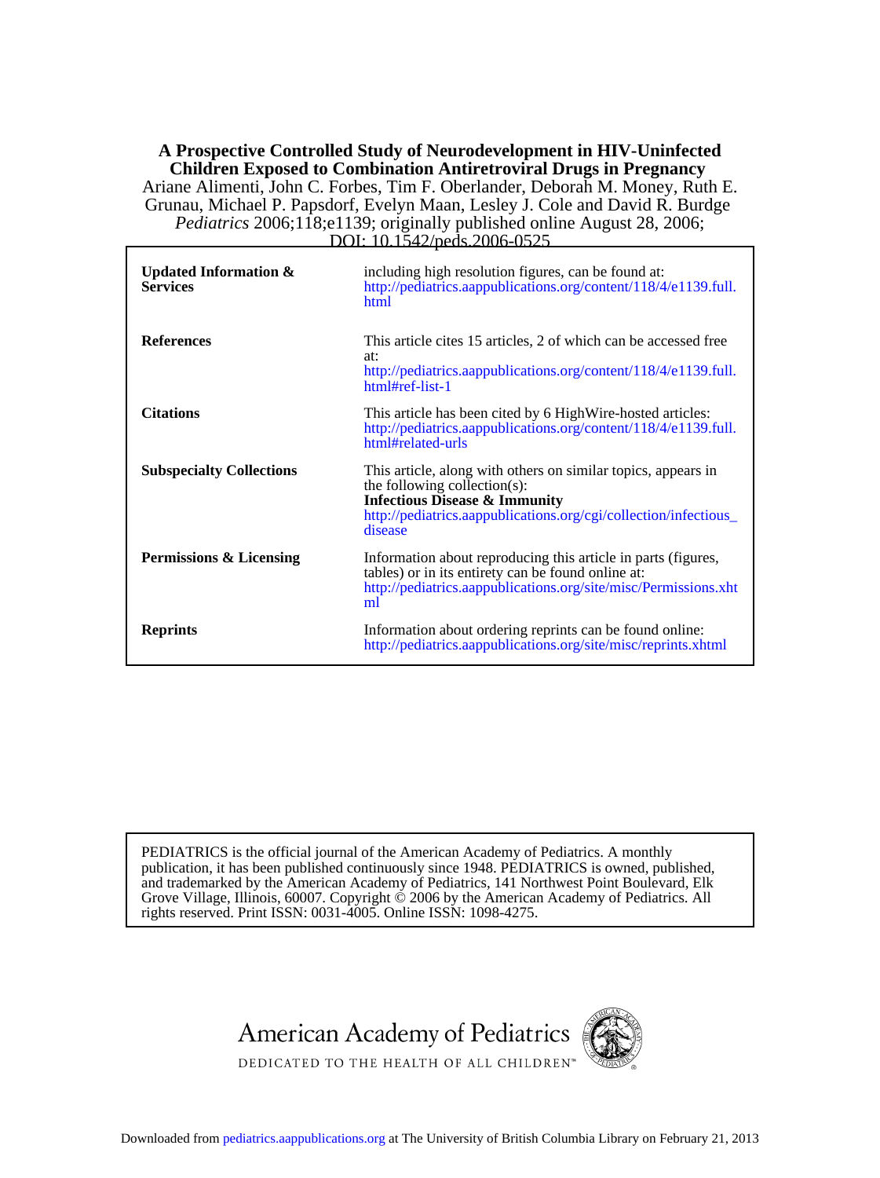**A Prospective Controlled Study of Neurodevelopment in HIV-Uninfected Children Exposed to Combination Antiretroviral Drugs in Pregnancy**

Ariane Alimenti, John C. Forbes, Tim F. Oberlander, Deborah M. Money, Ruth E. Grunau, Michael P. Papsdorf, Evelyn Maan, Lesley J. Cole and David R. Burdge

*Pediatrics* 2006;118;e1139; originally published online August 28, 2006;

DOI: 10.1542/peds.2006-0525

| | |
|---|---|
| **Updated Information & Services** | including high resolution figures, can be found at: http://pediatrics.aappublications.org/content/118/4/e1139.full.html |
| **References** | This article cites 15 articles, 2 of which can be accessed free at: http://pediatrics.aappublications.org/content/118/4/e1139.full.html#ref-list-1 |
| **Citations** | This article has been cited by 6 HighWire-hosted articles: http://pediatrics.aappublications.org/content/118/4/e1139.full.html#related-urls |
| **Subspecialty Collections** | This article, along with others on similar topics, appears in the following collection(s): **Infectious Disease & Immunity** http://pediatrics.aappublications.org/cgi/collection/infectious_disease |
| **Permissions & Licensing** | Information about reproducing this article in parts (figures, tables) or in its entirety can be found online at: http://pediatrics.aappublications.org/site/misc/Permissions.xhtml |
| **Reprints** | Information about ordering reprints can be found online: http://pediatrics.aappublications.org/site/misc/reprints.xhtml |

PEDIATRICS is the official journal of the American Academy of Pediatrics. A monthly publication, it has been published continuously since 1948. PEDIATRICS is owned, published, and trademarked by the American Academy of Pediatrics, 141 Northwest Point Boulevard, Elk Grove Village, Illinois, 60007. Copyright © 2006 by the American Academy of Pediatrics. All rights reserved. Print ISSN: 0031-4005. Online ISSN: 1098-4275.

American Academy of Pediatrics

DEDICATED TO THE HEALTH OF ALL CHILDREN™

Downloaded from pediatrics.aappublications.org at The University of British Columbia Library on February 21, 2013